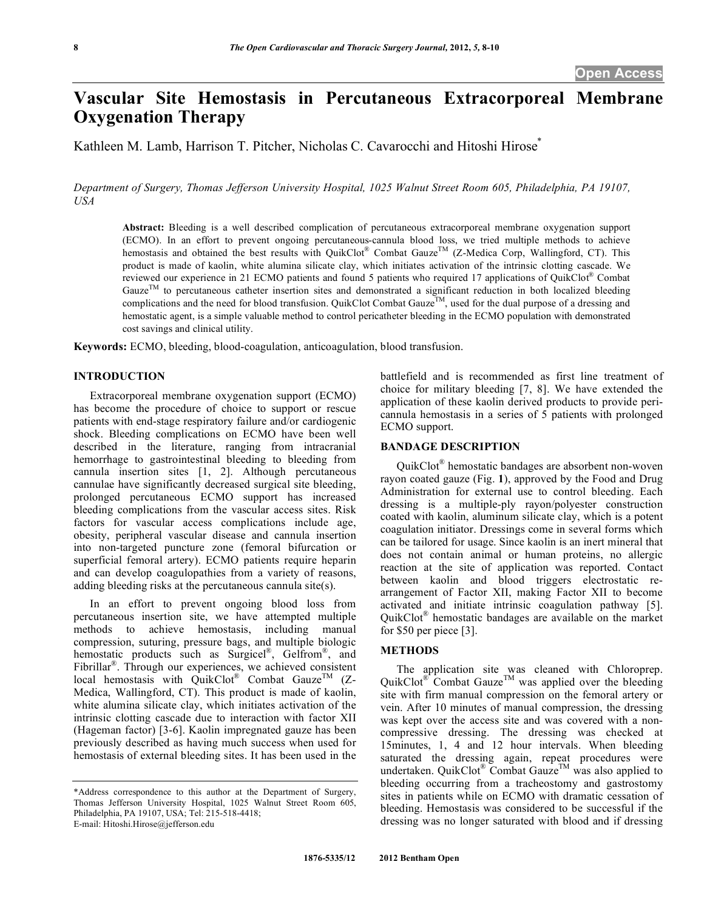# Vascular Site Hemostasis in Percutaneous Extracorporeal Membrane Oxygenation Therapy

Kathleen M. Lamb, Harrison T. Pitcher, Nicholas C. Cavarocchi and Hitoshi Hirose*

*Department of Surgery, Thomas Jefferson University Hospital, 1025 Walnut Street Room 605, Philadelphia, PA 19107, USA*

**Abstract:** Bleeding is a well described complication of percutaneous extracorporeal membrane oxygenation support (ECMO). In an effort to prevent ongoing percutaneous-cannula blood loss, we tried multiple methods to achieve hemostasis and obtained the best results with QuikClot® Combat Gauze™ (Z-Medica Corp, Wallingford, CT). This product is made of kaolin, white alumina silicate clay, which initiates activation of the intrinsic clotting cascade. We reviewed our experience in 21 ECMO patients and found 5 patients who required 17 applications of QuikClot® Combat Gauze™ to percutaneous catheter insertion sites and demonstrated a significant reduction in both localized bleeding complications and the need for blood transfusion. QuikClot Combat Gauze™, used for the dual purpose of a dressing and hemostatic agent, is a simple valuable method to control pericatheter bleeding in the ECMO population with demonstrated cost savings and clinical utility.

**Keywords:** ECMO, bleeding, blood-coagulation, anticoagulation, blood transfusion.

## INTRODUCTION

Extracorporeal membrane oxygenation support (ECMO) has become the procedure of choice to support or rescue patients with end-stage respiratory failure and/or cardiogenic shock. Bleeding complications on ECMO have been well described in the literature, ranging from intracranial hemorrhage to gastrointestinal bleeding to bleeding from cannula insertion sites [1, 2]. Although percutaneous cannulae have significantly decreased surgical site bleeding, prolonged percutaneous ECMO support has increased bleeding complications from the vascular access sites. Risk factors for vascular access complications include age, obesity, peripheral vascular disease and cannula insertion into non-targeted puncture zone (femoral bifurcation or superficial femoral artery). ECMO patients require heparin and can develop coagulopathies from a variety of reasons, adding bleeding risks at the percutaneous cannula site(s).

In an effort to prevent ongoing blood loss from percutaneous insertion site, we have attempted multiple methods to achieve hemostasis, including manual compression, suturing, pressure bags, and multiple biologic hemostatic products such as Surgicel®, Gelfrom®, and Fibrillar®. Through our experiences, we achieved consistent local hemostasis with QuikClot® Combat Gauze™ (Z-Medica, Wallingford, CT). This product is made of kaolin, white alumina silicate clay, which initiates activation of the intrinsic clotting cascade due to interaction with factor XII (Hageman factor) [3-6]. Kaolin impregnated gauze has been previously described as having much success when used for hemostasis of external bleeding sites. It has been used in the battlefield and is recommended as first line treatment of choice for military bleeding [7, 8]. We have extended the application of these kaolin derived products to provide peri-cannula hemostasis in a series of 5 patients with prolonged ECMO support.

## BANDAGE DESCRIPTION

QuikClot® hemostatic bandages are absorbent non-woven rayon coated gauze (Fig. **1**), approved by the Food and Drug Administration for external use to control bleeding. Each dressing is a multiple-ply rayon/polyester construction coated with kaolin, aluminum silicate clay, which is a potent coagulation initiator. Dressings come in several forms which can be tailored for usage. Since kaolin is an inert mineral that does not contain animal or human proteins, no allergic reaction at the site of application was reported. Contact between kaolin and blood triggers electrostatic re-arrangement of Factor XII, making Factor XII to become activated and initiate intrinsic coagulation pathway [5]. QuikClot® hemostatic bandages are available on the market for $50 per piece [3].

## METHODS

The application site was cleaned with Chloroprep. QuikClot® Combat Gauze™ was applied over the bleeding site with firm manual compression on the femoral artery or vein. After 10 minutes of manual compression, the dressing was kept over the access site and was covered with a non-compressive dressing. The dressing was checked at 15minutes, 1, 4 and 12 hour intervals. When bleeding saturated the dressing again, repeat procedures were undertaken. QuikClot® Combat Gauze™ was also applied to bleeding occurring from a tracheostomy and gastrostomy sites in patients while on ECMO with dramatic cessation of bleeding. Hemostasis was considered to be successful if the dressing was no longer saturated with blood and if dressing

*Address correspondence to this author at the Department of Surgery, Thomas Jefferson University Hospital, 1025 Walnut Street Room 605, Philadelphia, PA 19107, USA; Tel: 215-518-4418;
E-mail: Hitoshi.Hirose@jefferson.edu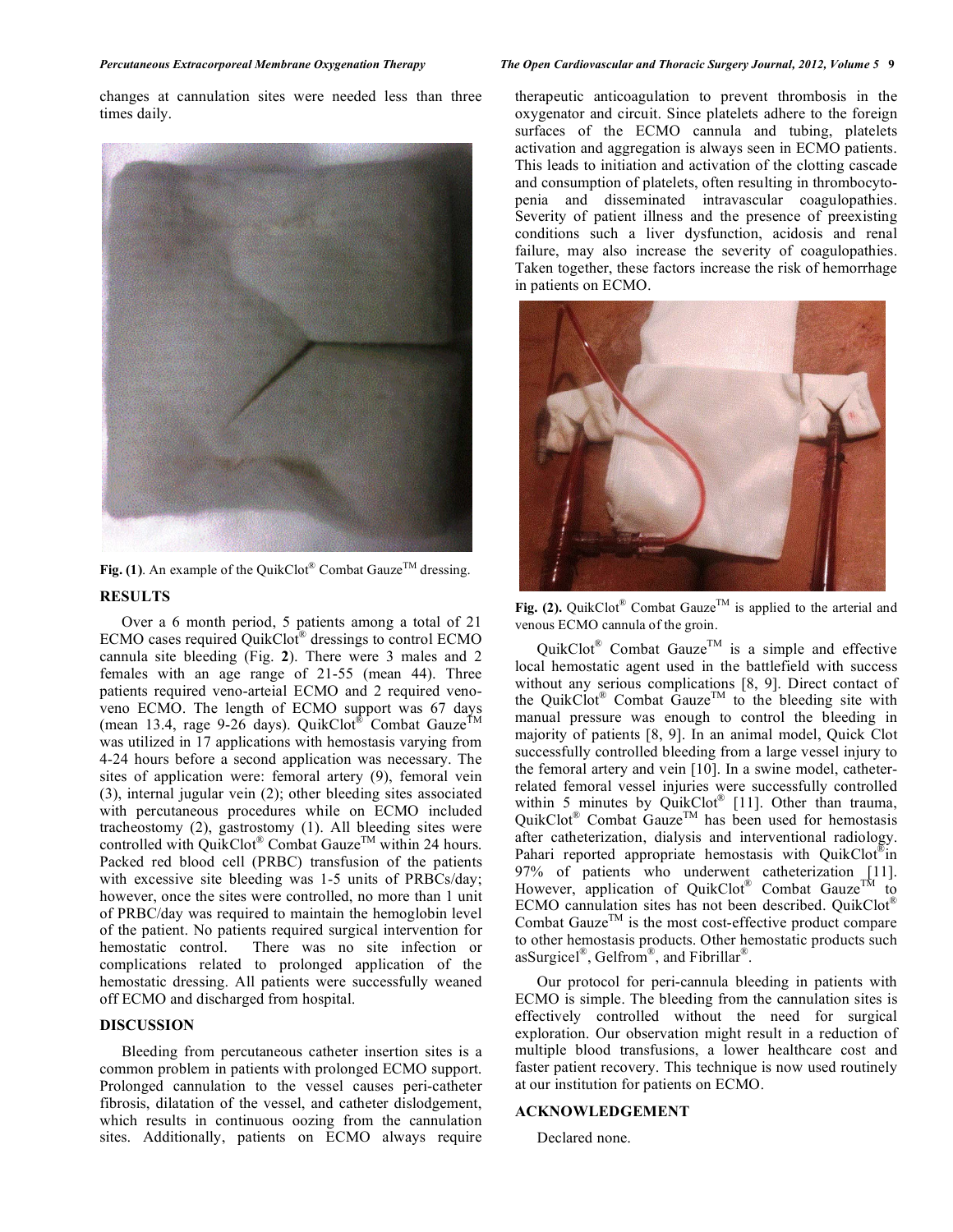changes at cannulation sites were needed less than three times daily.

Fig. (1). An example of the QuikClot® Combat Gauze™ dressing.

## RESULTS

Over a 6 month period, 5 patients among a total of 21 ECMO cases required QuikClot® dressings to control ECMO cannula site bleeding (Fig. **2**). There were 3 males and 2 females with an age range of 21-55 (mean 44). Three patients required veno-arteial ECMO and 2 required veno-veno ECMO. The length of ECMO support was 67 days (mean 13.4, rage 9-26 days). QuikClot® Combat Gauze™ was utilized in 17 applications with hemostasis varying from 4-24 hours before a second application was necessary. The sites of application were: femoral artery (9), femoral vein (3), internal jugular vein (2); other bleeding sites associated with percutaneous procedures while on ECMO included tracheostomy (2), gastrostomy (1). All bleeding sites were controlled with QuikClot® Combat Gauze™ within 24 hours. Packed red blood cell (PRBC) transfusion of the patients with excessive site bleeding was 1-5 units of PRBCs/day; however, once the sites were controlled, no more than 1 unit of PRBC/day was required to maintain the hemoglobin level of the patient. No patients required surgical intervention for hemostatic control. There was no site infection or complications related to prolonged application of the hemostatic dressing. All patients were successfully weaned off ECMO and discharged from hospital.

## DISCUSSION

Bleeding from percutaneous catheter insertion sites is a common problem in patients with prolonged ECMO support. Prolonged cannulation to the vessel causes peri-catheter fibrosis, dilatation of the vessel, and catheter dislodgement, which results in continuous oozing from the cannulation sites. Additionally, patients on ECMO always require therapeutic anticoagulation to prevent thrombosis in the oxygenator and circuit. Since platelets adhere to the foreign surfaces of the ECMO cannula and tubing, platelets activation and aggregation is always seen in ECMO patients. This leads to initiation and activation of the clotting cascade and consumption of platelets, often resulting in thrombocytopenia and disseminated intravascular coagulopathies. Severity of patient illness and the presence of preexisting conditions such a liver dysfunction, acidosis and renal failure, may also increase the severity of coagulopathies. Taken together, these factors increase the risk of hemorrhage in patients on ECMO.

Fig. (2). QuikClot® Combat Gauze™ is applied to the arterial and venous ECMO cannula of the groin.

QuikClot® Combat Gauze™ is a simple and effective local hemostatic agent used in the battlefield with success without any serious complications [8, 9]. Direct contact of the QuikClot® Combat Gauze™ to the bleeding site with manual pressure was enough to control the bleeding in majority of patients [8, 9]. In an animal model, Quick Clot successfully controlled bleeding from a large vessel injury to the femoral artery and vein [10]. In a swine model, catheter-related femoral vessel injuries were successfully controlled within 5 minutes by QuikClot® [11]. Other than trauma, QuikClot® Combat Gauze™ has been used for hemostasis after catheterization, dialysis and interventional radiology. Pahari reported appropriate hemostasis with QuikClot® in 97% of patients who underwent catheterization [11]. However, application of QuikClot® Combat Gauze™ to ECMO cannulation sites has not been described. QuikClot® Combat Gauze™ is the most cost-effective product compare to other hemostasis products. Other hemostatic products such asSurgicel®, Gelfrom®, and Fibrillar®.

Our protocol for peri-cannula bleeding in patients with ECMO is simple. The bleeding from the cannulation sites is effectively controlled without the need for surgical exploration. Our observation might result in a reduction of multiple blood transfusions, a lower healthcare cost and faster patient recovery. This technique is now used routinely at our institution for patients on ECMO.

## ACKNOWLEDGEMENT

Declared none.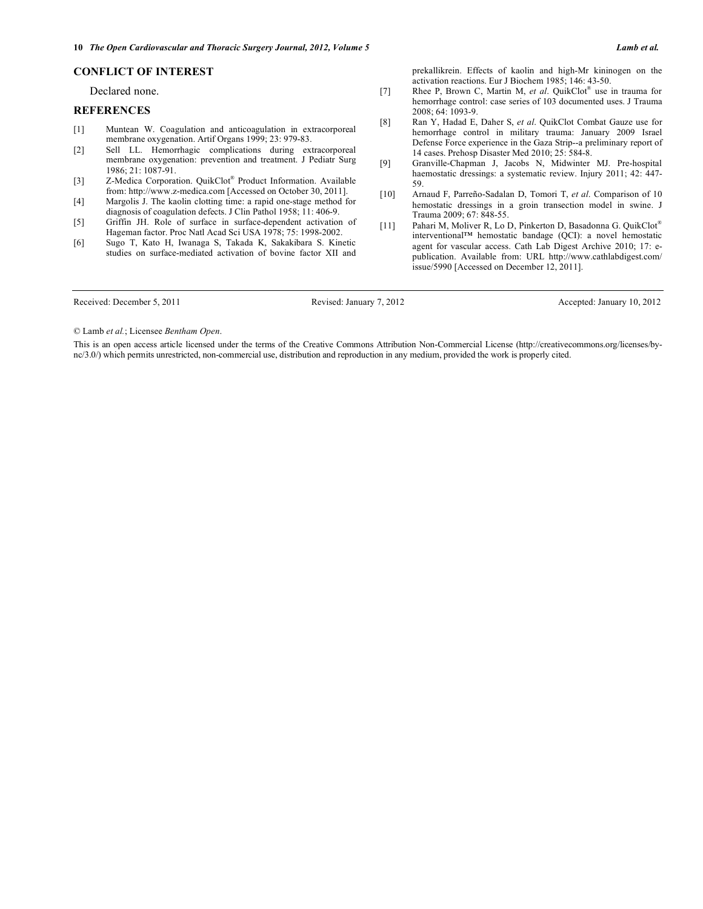## CONFLICT OF INTEREST

Declared none.

## REFERENCES

[1] Muntean W. Coagulation and anticoagulation in extracorporeal membrane oxygenation. Artif Organs 1999; 23: 979-83.

[2] Sell LL. Hemorrhagic complications during extracorporeal membrane oxygenation: prevention and treatment. J Pediatr Surg 1986; 21: 1087-91.

[3] Z-Medica Corporation. QuikClot® Product Information. Available from: http://www.z-medica.com [Accessed on October 30, 2011].

[4] Margolis J. The kaolin clotting time: a rapid one-stage method for diagnosis of coagulation defects. J Clin Pathol 1958; 11: 406-9.

[5] Griffin JH. Role of surface in surface-dependent activation of Hageman factor. Proc Natl Acad Sci USA 1978; 75: 1998-2002.

[6] Sugo T, Kato H, Iwanaga S, Takada K, Sakakibara S. Kinetic studies on surface-mediated activation of bovine factor XII and prekallikrein. Effects of kaolin and high-Mr kininogen on the activation reactions. Eur J Biochem 1985; 146: 43-50.

[7] Rhee P, Brown C, Martin M, *et al*. QuikClot® use in trauma for hemorrhage control: case series of 103 documented uses. J Trauma 2008; 64: 1093-9.

[8] Ran Y, Hadad E, Daher S, *et al*. QuikClot Combat Gauze use for hemorrhage control in military trauma: January 2009 Israel Defense Force experience in the Gaza Strip--a preliminary report of 14 cases. Prehosp Disaster Med 2010; 25: 584-8.

[9] Granville-Chapman J, Jacobs N, Midwinter MJ. Pre-hospital haemostatic dressings: a systematic review. Injury 2011; 42: 447-59.

[10] Arnaud F, Parreño-Sadalan D, Tomori T, *et al*. Comparison of 10 hemostatic dressings in a groin transection model in swine. J Trauma 2009; 67: 848-55.

[11] Pahari M, Moliver R, Lo D, Pinkerton D, Basadonna G. QuikClot® interventional™ hemostatic bandage (QCI): a novel hemostatic agent for vascular access. Cath Lab Digest Archive 2010; 17: e-publication. Available from: URL http://www.cathlabdigest.com/issue/5990 [Accessed on December 12, 2011].

Received: December 5, 2011 Revised: January 7, 2012 Accepted: January 10, 2012

© Lamb *et al.*; Licensee *Bentham Open*.

This is an open access article licensed under the terms of the Creative Commons Attribution Non-Commercial License (http://creativecommons.org/licenses/by-nc/3.0/) which permits unrestricted, non-commercial use, distribution and reproduction in any medium, provided the work is properly cited.